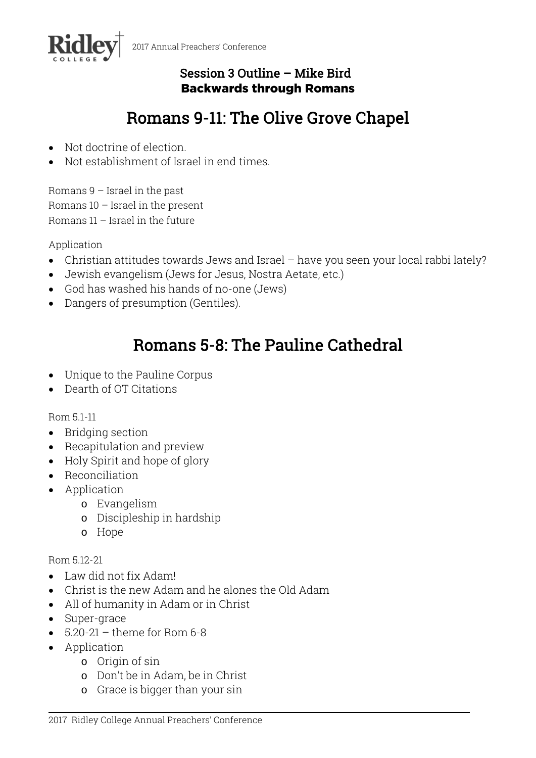### Session 3 Outline – Mike Bird
**Backwards through Romans**

# Romans 9-11: The Olive Grove Chapel

- Not doctrine of election.
- Not establishment of Israel in end times.

Romans 9 – Israel in the past
Romans 10 – Israel in the present
Romans 11 – Israel in the future

Application

- Christian attitudes towards Jews and Israel – have you seen your local rabbi lately?
- Jewish evangelism (Jews for Jesus, Nostra Aetate, etc.)
- God has washed his hands of no-one (Jews)
- Dangers of presumption (Gentiles).

# Romans 5-8: The Pauline Cathedral

- Unique to the Pauline Corpus
- Dearth of OT Citations

Rom 5.1-11

- Bridging section
- Recapitulation and preview
- Holy Spirit and hope of glory
- Reconciliation
- Application
  - Evangelism
  - Discipleship in hardship
  - Hope

Rom 5.12-21

- Law did not fix Adam!
- Christ is the new Adam and he alones the Old Adam
- All of humanity in Adam or in Christ
- Super-grace
- 5.20-21 – theme for Rom 6-8
- Application
  - Origin of sin
  - Don't be in Adam, be in Christ
  - Grace is bigger than your sin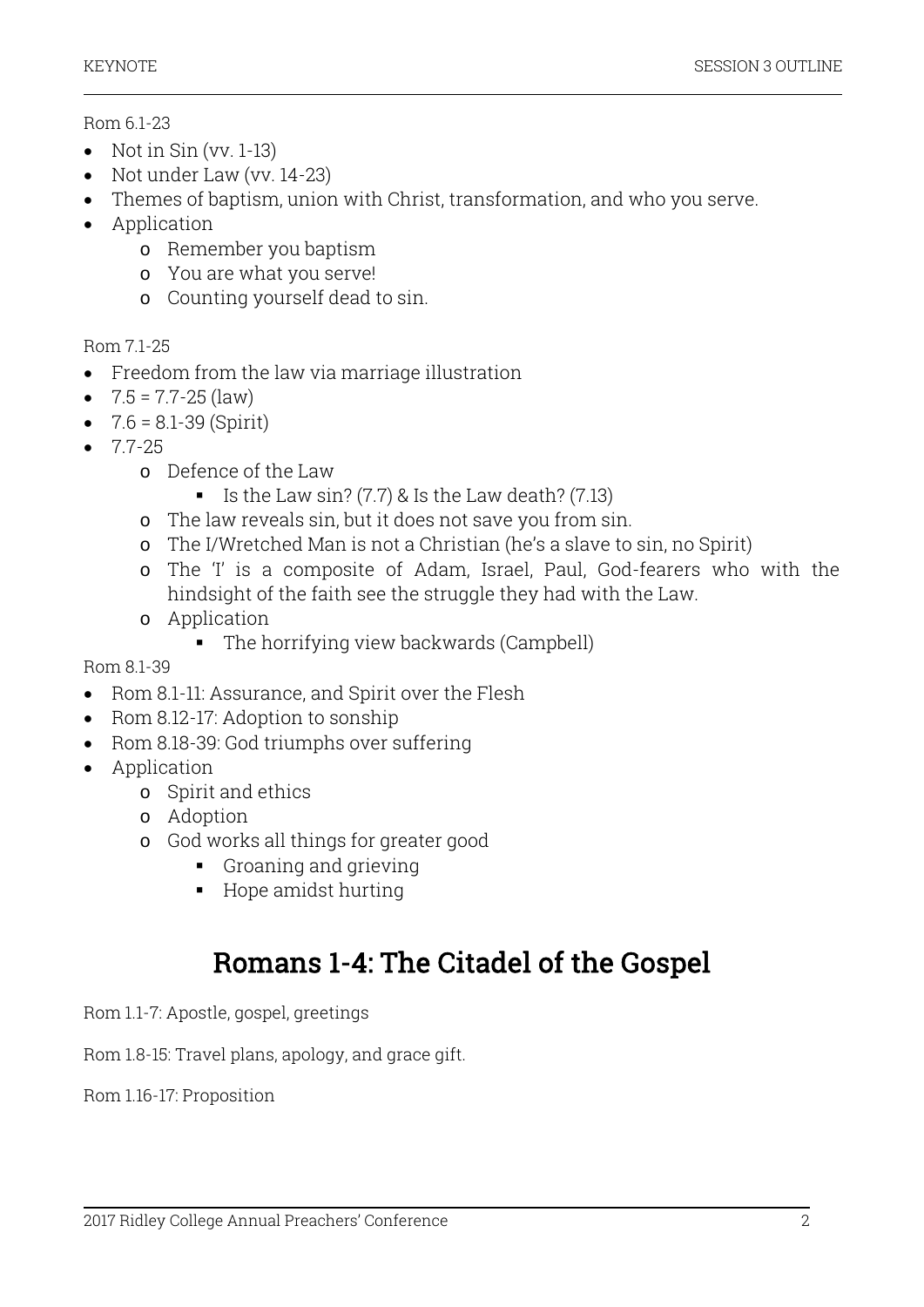Rom 6.1-23

- Not in Sin (vv. 1-13)
- Not under Law (vv. 14-23)
- Themes of baptism, union with Christ, transformation, and who you serve.
- Application
  - Remember you baptism
  - You are what you serve!
  - Counting yourself dead to sin.

Rom 7.1-25

- Freedom from the law via marriage illustration
- 7.5 = 7.7-25 (law)
- 7.6 = 8.1-39 (Spirit)
- 7.7-25
  - Defence of the Law
    - Is the Law sin? (7.7) & Is the Law death? (7.13)
  - The law reveals sin, but it does not save you from sin.
  - The I/Wretched Man is not a Christian (he's a slave to sin, no Spirit)
  - The 'I' is a composite of Adam, Israel, Paul, God-fearers who with the hindsight of the faith see the struggle they had with the Law.
  - Application
    - The horrifying view backwards (Campbell)

Rom 8.1-39

- Rom 8.1-11: Assurance, and Spirit over the Flesh
- Rom 8.12-17: Adoption to sonship
- Rom 8.18-39: God triumphs over suffering
- Application
  - Spirit and ethics
  - Adoption
  - God works all things for greater good
    - Groaning and grieving
    - Hope amidst hurting

## Romans 1-4: The Citadel of the Gospel

Rom 1.1-7: Apostle, gospel, greetings

Rom 1.8-15: Travel plans, apology, and grace gift.

Rom 1.16-17: Proposition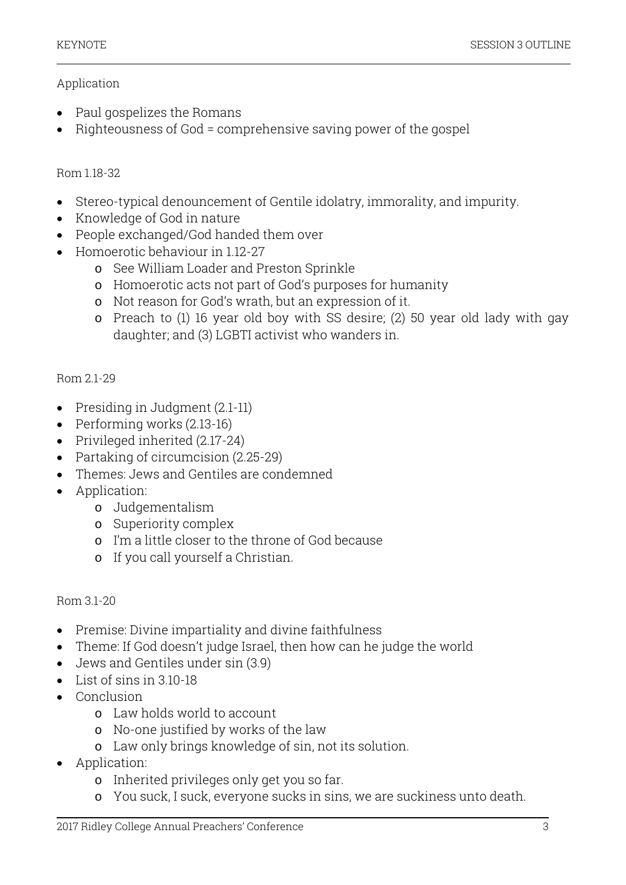Application

- Paul gospelizes the Romans
- Righteousness of God = comprehensive saving power of the gospel

Rom 1.18-32

- Stereo-typical denouncement of Gentile idolatry, immorality, and impurity.
- Knowledge of God in nature
- People exchanged/God handed them over
- Homoerotic behaviour in 1.12-27
    - See William Loader and Preston Sprinkle
    - Homoerotic acts not part of God's purposes for humanity
    - Not reason for God's wrath, but an expression of it.
    - Preach to (1) 16 year old boy with SS desire; (2) 50 year old lady with gay daughter; and (3) LGBTI activist who wanders in.

Rom 2.1-29

- Presiding in Judgment (2.1-11)
- Performing works (2.13-16)
- Privileged inherited (2.17-24)
- Partaking of circumcision (2.25-29)
- Themes: Jews and Gentiles are condemned
- Application:
    - Judgementalism
    - Superiority complex
    - I'm a little closer to the throne of God because
    - If you call yourself a Christian.

Rom 3.1-20

- Premise: Divine impartiality and divine faithfulness
- Theme: If God doesn't judge Israel, then how can he judge the world
- Jews and Gentiles under sin (3.9)
- List of sins in 3.10-18
- Conclusion
    - Law holds world to account
    - No-one justified by works of the law
    - Law only brings knowledge of sin, not its solution.
- Application:
    - Inherited privileges only get you so far.
    - You suck, I suck, everyone sucks in sins, we are suckiness unto death.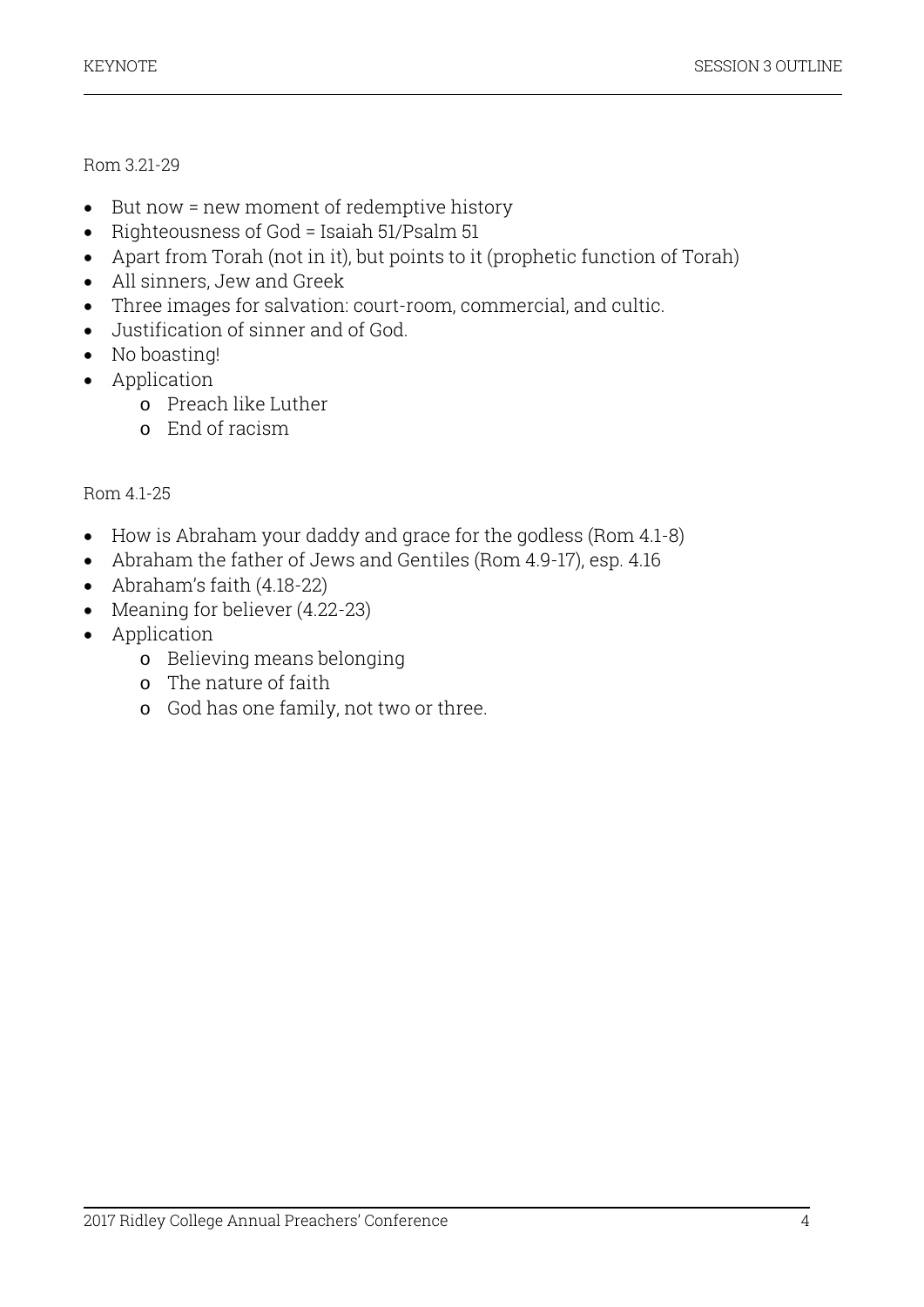Rom 3.21-29

- But now = new moment of redemptive history
- Righteousness of God = Isaiah 51/Psalm 51
- Apart from Torah (not in it), but points to it (prophetic function of Torah)
- All sinners, Jew and Greek
- Three images for salvation: court-room, commercial, and cultic.
- Justification of sinner and of God.
- No boasting!
- Application
  - Preach like Luther
  - End of racism

Rom 4.1-25

- How is Abraham your daddy and grace for the godless (Rom 4.1-8)
- Abraham the father of Jews and Gentiles (Rom 4.9-17), esp. 4.16
- Abraham's faith (4.18-22)
- Meaning for believer (4.22-23)
- Application
  - Believing means belonging
  - The nature of faith
  - God has one family, not two or three.